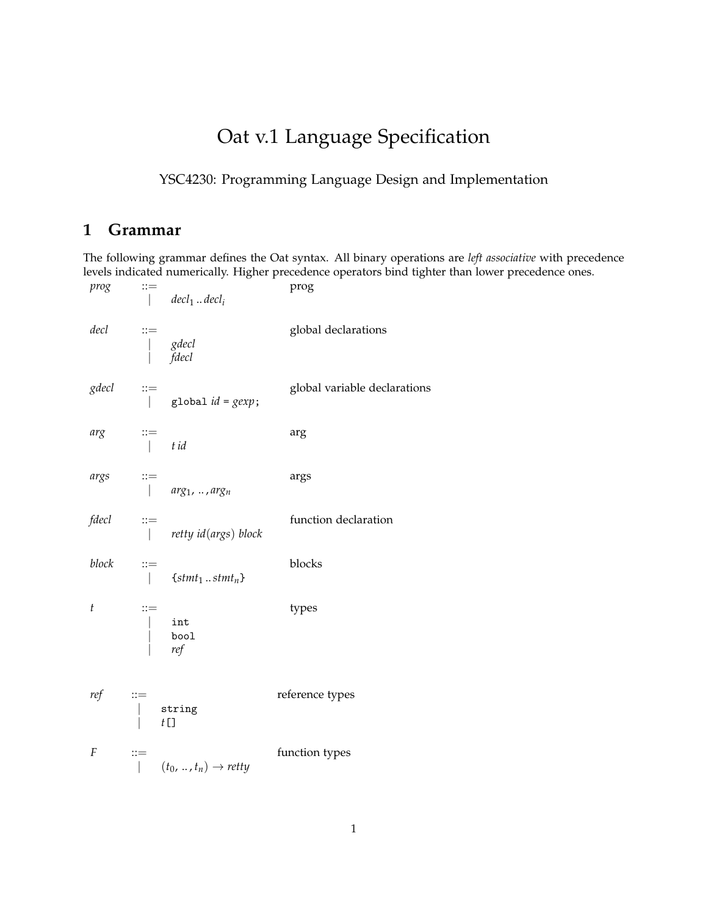# Oat v.1 Language Specification

YSC4230: Programming Language Design and Implementation

## 1 Grammar

The following grammar defines the Oat syntax. All binary operations are *left associative* with precedence levels indicated numerically. Higher precedence operators bind tighter than lower precedence ones.

| | | | |
|---|---|---|---|
| *prog* | ::= | | prog |
| | \| | $decl_1 \,..\, decl_i$ | |
| *decl* | ::= | | global declarations |
| | \| | *gdecl* | |
| | \| | *fdecl* | |
| *gdecl* | ::= | | global variable declarations |
| | \| | `global` *id* = *gexp*; | |
| *arg* | ::= | | arg |
| | \| | *t id* | |
| *args* | ::= | | args |
| | \| | $arg_1, \,..\, , arg_n$ | |
| *fdecl* | ::= | | function declaration |
| | \| | *retty id*(*args*) *block* | |
| *block* | ::= | | blocks |
| | \| | $\{stmt_1 \,..\, stmt_n\}$ | |
| *t* | ::= | | types |
| | \| | `int` | |
| | \| | `bool` | |
| | \| | *ref* | |
| *ref* | ::= | | reference types |
| | \| | `string` | |
| | \| | *t*`[]` | |
| *F* | ::= | | function types |
| | \| | $(t_0, \,..\, , t_n) \rightarrow retty$ | |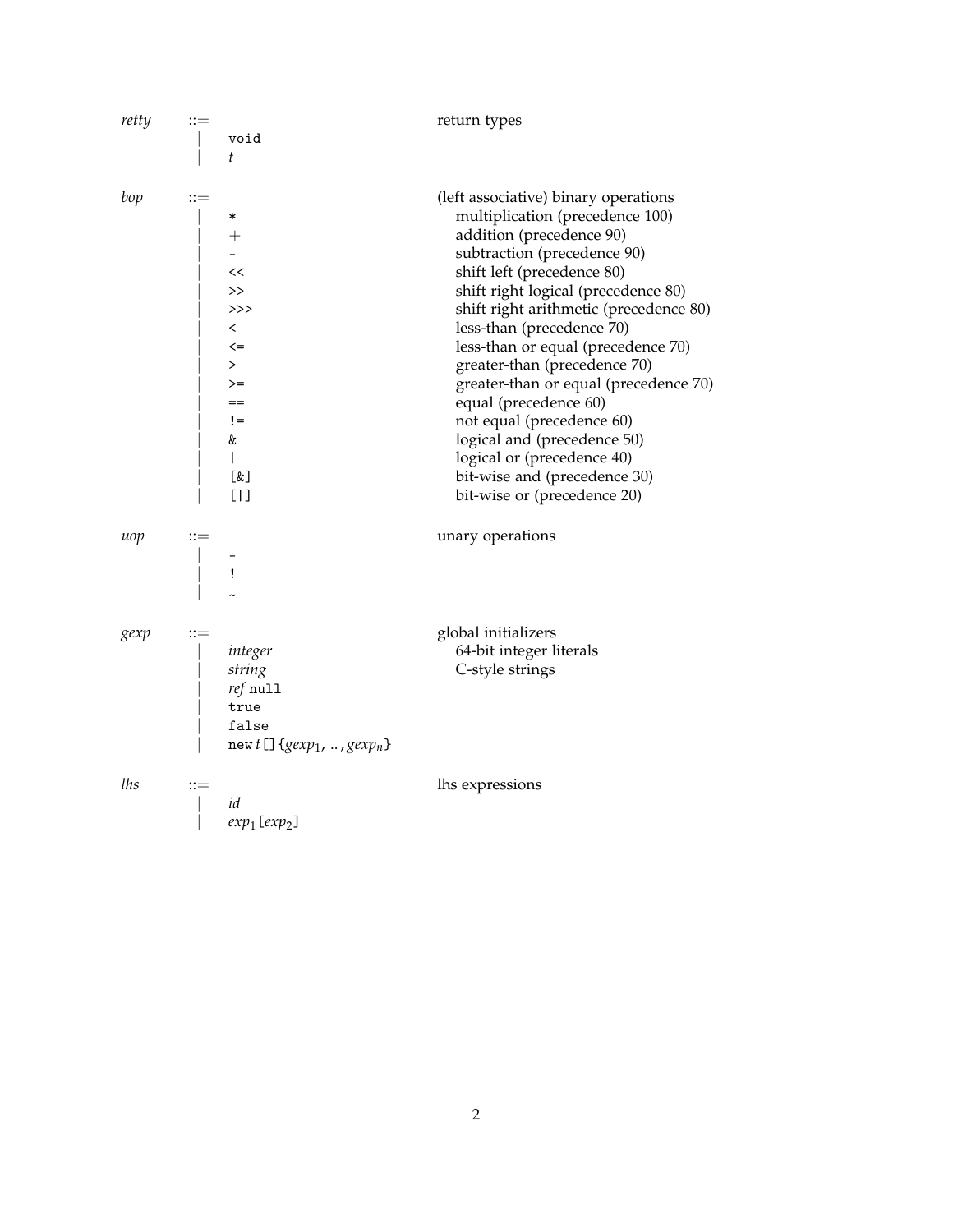| | | | |
|---|---|---|---|
| *retty* | ::= | | return types |
| | \| | `void` | |
| | \| | *t* | |
| | | | |
| *bop* | ::= | | (left associative) binary operations |
| | \| | `*` | multiplication (precedence 100) |
| | \| | `+` | addition (precedence 90) |
| | \| | `-` | subtraction (precedence 90) |
| | \| | `<<` | shift left (precedence 80) |
| | \| | `>>` | shift right logical (precedence 80) |
| | \| | `>>>` | shift right arithmetic (precedence 80) |
| | \| | `<` | less-than (precedence 70) |
| | \| | `<=` | less-than or equal (precedence 70) |
| | \| | `>` | greater-than (precedence 70) |
| | \| | `>=` | greater-than or equal (precedence 70) |
| | \| | `==` | equal (precedence 60) |
| | \| | `!=` | not equal (precedence 60) |
| | \| | `&` | logical and (precedence 50) |
| | \| | `\|` | logical or (precedence 40) |
| | \| | `[&]` | bit-wise and (precedence 30) |
| | \| | `[\|]` | bit-wise or (precedence 20) |
| | | | |
| *uop* | ::= | | unary operations |
| | \| | `-` | |
| | \| | `!` | |
| | \| | `~` | |
| | | | |
| *gexp* | ::= | | global initializers |
| | \| | *integer* | 64-bit integer literals |
| | \| | *string* | C-style strings |
| | \| | *ref* `null` | |
| | \| | `true` | |
| | \| | `false` | |
| | \| | `new` *t* `[]{`$gexp_1$`, .. ,`$gexp_n$`}` | |
| | | | |
| *lhs* | ::= | | lhs expressions |
| | \| | *id* | |
| | \| | $exp_1$`[`$exp_2$`]` | |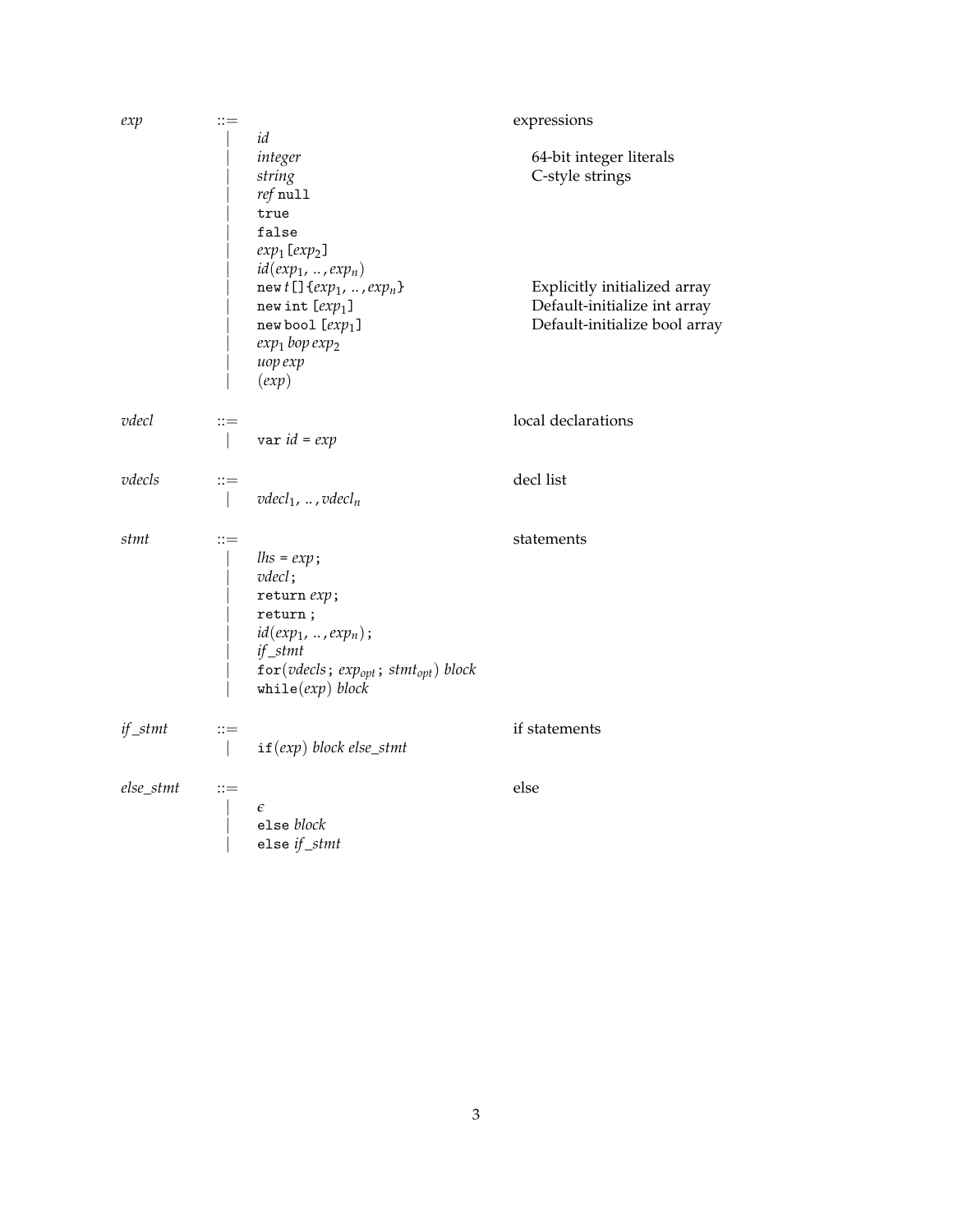| | | | |
|---|---|---|---|
| *exp* | ::= | | expressions |
| | \| | *id* | |
| | \| | *integer* | 64-bit integer literals |
| | \| | *string* | C-style strings |
| | \| | *ref* `null` | |
| | \| | `true` | |
| | \| | `false` | |
| | \| | $exp_1$ `[` $exp_2$ `]` | |
| | \| | *id*( $exp_1$ , .. , $exp_n$ ) | |
| | \| | `new` *t* `[]{` $exp_1$ , .. , $exp_n$ `}` | Explicitly initialized array |
| | \| | `new int [` $exp_1$ `]` | Default-initialize int array |
| | \| | `new bool [` $exp_1$ `]` | Default-initialize bool array |
| | \| | $exp_1$ *bop* $exp_2$ | |
| | \| | *uop exp* | |
| | \| | (*exp*) | |
| *vdecl* | ::= | | local declarations |
| | \| | `var` *id* `=` *exp* | |
| *vdecls* | ::= | | decl list |
| | \| | $vdecl_1$ , .. , $vdecl_n$ | |
| *stmt* | ::= | | statements |
| | \| | *lhs* `=` *exp* `;` | |
| | \| | *vdecl* `;` | |
| | \| | `return` *exp* `;` | |
| | \| | `return ;` | |
| | \| | *id*( $exp_1$ , .. , $exp_n$ ) `;` | |
| | \| | *if_stmt* | |
| | \| | `for`( *vdecls* `;` $exp_{opt}$ `;` $stmt_{opt}$ ) *block* | |
| | \| | `while`( *exp* ) *block* | |
| *if_stmt* | ::= | | if statements |
| | \| | `if`( *exp* ) *block else_stmt* | |
| *else_stmt* | ::= | | else |
| | \| | $\epsilon$ | |
| | \| | `else` *block* | |
| | \| | `else` *if_stmt* | |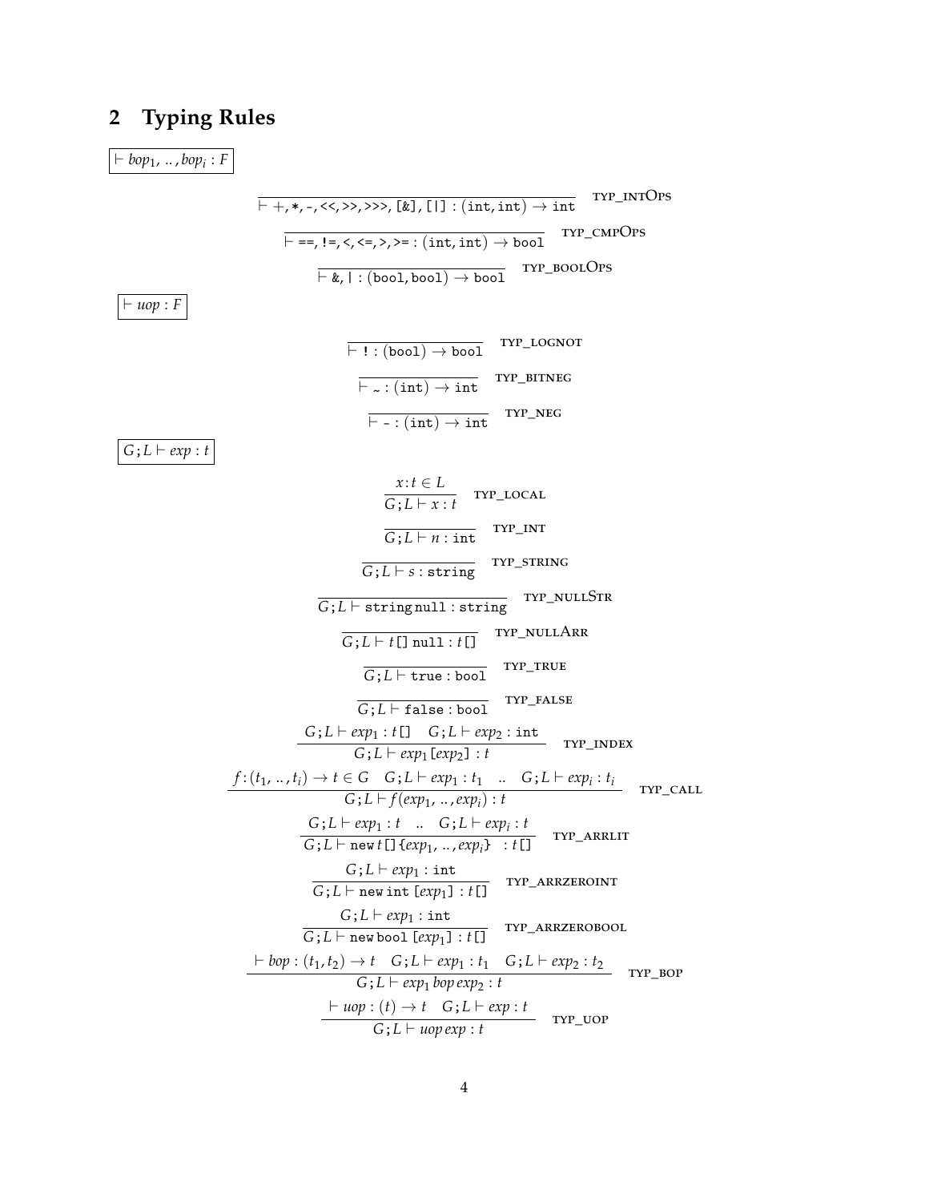## 2 Typing Rules

$\boxed{\vdash bop_1, .., bop_i : F}$

$$\frac{}{\vdash +, \texttt{*}, \texttt{-}, \texttt{<<}, \texttt{>>}, \texttt{>>>}, \texttt{[\&]}, \texttt{[|]} : (\texttt{int}, \texttt{int}) \rightarrow \texttt{int}} \quad \text{TYP\_INTOPS}$$

$$\frac{}{\vdash \texttt{==}, \texttt{!=}, \texttt{<}, \texttt{<=}, \texttt{>}, \texttt{>=} : (\texttt{int}, \texttt{int}) \rightarrow \texttt{bool}} \quad \text{TYP\_CMPOPS}$$

$$\frac{}{\vdash \texttt{\&}, \texttt{|} : (\texttt{bool}, \texttt{bool}) \rightarrow \texttt{bool}} \quad \text{TYP\_BOOLOPS}$$

$\boxed{\vdash uop : F}$

$$\frac{}{\vdash \texttt{!} : (\texttt{bool}) \rightarrow \texttt{bool}} \quad \text{TYP\_LOGNOT}$$

$$\frac{}{\vdash \texttt{\textasciitilde} : (\texttt{int}) \rightarrow \texttt{int}} \quad \text{TYP\_BITNEG}$$

$$\frac{}{\vdash \texttt{-} : (\texttt{int}) \rightarrow \texttt{int}} \quad \text{TYP\_NEG}$$

$\boxed{G; L \vdash exp : t}$

$$\frac{x : t \in L}{G; L \vdash x : t} \quad \text{TYP\_LOCAL}$$

$$\frac{}{G; L \vdash n : \texttt{int}} \quad \text{TYP\_INT}$$

$$\frac{}{G; L \vdash s : \texttt{string}} \quad \text{TYP\_STRING}$$

$$\frac{}{G; L \vdash \texttt{string null} : \texttt{string}} \quad \text{TYP\_NULLSTR}$$

$$\frac{}{G; L \vdash t\texttt{[] null} : t\texttt{[]}} \quad \text{TYP\_NULLARR}$$

$$\frac{}{G; L \vdash \texttt{true} : \texttt{bool}} \quad \text{TYP\_TRUE}$$

$$\frac{}{G; L \vdash \texttt{false} : \texttt{bool}} \quad \text{TYP\_FALSE}$$

$$\frac{G; L \vdash exp_1 : t\texttt{[]} \quad G; L \vdash exp_2 : \texttt{int}}{G; L \vdash exp_1\texttt{[}exp_2\texttt{]} : t} \quad \text{TYP\_INDEX}$$

$$\frac{f : (t_1, .., t_i) \rightarrow t \in G \quad G; L \vdash exp_1 : t_1 \quad .. \quad G; L \vdash exp_i : t_i}{G; L \vdash f(exp_1, .., exp_i) : t} \quad \text{TYP\_CALL}$$

$$\frac{G; L \vdash exp_1 : t \quad .. \quad G; L \vdash exp_i : t}{G; L \vdash \texttt{new}\, t\texttt{[]\{}exp_1, .., exp_i\texttt{\}} : t\texttt{[]}} \quad \text{TYP\_ARRLIT}$$

$$\frac{G; L \vdash exp_1 : \texttt{int}}{G; L \vdash \texttt{new int [}exp_1\texttt{]} : t\texttt{[]}} \quad \text{TYP\_ARRZEROINT}$$

$$\frac{G; L \vdash exp_1 : \texttt{int}}{G; L \vdash \texttt{new bool [}exp_1\texttt{]} : t\texttt{[]}} \quad \text{TYP\_ARRZEROBOOL}$$

$$\frac{\vdash bop : (t_1, t_2) \rightarrow t \quad G; L \vdash exp_1 : t_1 \quad G; L \vdash exp_2 : t_2}{G; L \vdash exp_1\, bop\, exp_2 : t} \quad \text{TYP\_BOP}$$

$$\frac{\vdash uop : (t) \rightarrow t \quad G; L \vdash exp : t}{G; L \vdash uop\, exp : t} \quad \text{TYP\_UOP}$$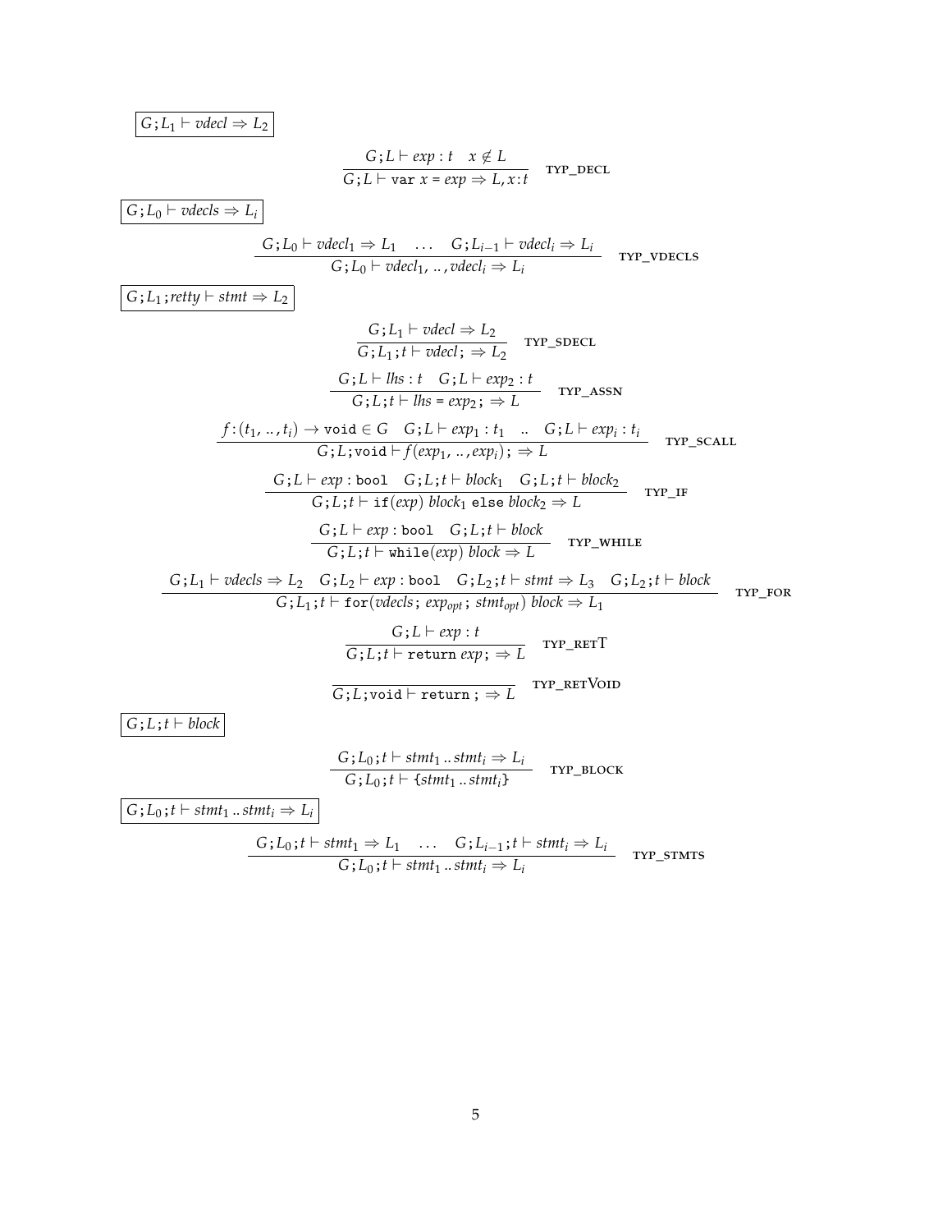$\boxed{G; L_1 \vdash vdecl \Rightarrow L_2}$

$$\frac{G; L \vdash exp : t \quad x \notin L}{G; L \vdash \texttt{var}\ x = exp \Rightarrow L, x : t} \quad \text{TYP\_DECL}$$

$\boxed{G; L_0 \vdash vdecls \Rightarrow L_i}$

$$\frac{G; L_0 \vdash vdecl_1 \Rightarrow L_1 \quad \ldots \quad G; L_{i-1} \vdash vdecl_i \Rightarrow L_i}{G; L_0 \vdash vdecl_1, .., vdecl_i \Rightarrow L_i} \quad \text{TYP\_VDECLS}$$

$\boxed{G; L_1; retty \vdash stmt \Rightarrow L_2}$

$$\frac{G; L_1 \vdash vdecl \Rightarrow L_2}{G; L_1; t \vdash vdecl; \Rightarrow L_2} \quad \text{TYP\_SDECL}$$

$$\frac{G; L \vdash lhs : t \quad G; L \vdash exp_2 : t}{G; L; t \vdash lhs = exp_2; \Rightarrow L} \quad \text{TYP\_ASSN}$$

$$\frac{f : (t_1, .., t_i) \rightarrow \texttt{void} \in G \quad G; L \vdash exp_1 : t_1 \quad .. \quad G; L \vdash exp_i : t_i}{G; L; \texttt{void} \vdash f(exp_1, .., exp_i); \Rightarrow L} \quad \text{TYP\_SCALL}$$

$$\frac{G; L \vdash exp : \texttt{bool} \quad G; L; t \vdash block_1 \quad G; L; t \vdash block_2}{G; L; t \vdash \texttt{if}(exp)\ block_1\ \texttt{else}\ block_2 \Rightarrow L} \quad \text{TYP\_IF}$$

$$\frac{G; L \vdash exp : \texttt{bool} \quad G; L; t \vdash block}{G; L; t \vdash \texttt{while}(exp)\ block \Rightarrow L} \quad \text{TYP\_WHILE}$$

$$\frac{G; L_1 \vdash vdecls \Rightarrow L_2 \quad G; L_2 \vdash exp : \texttt{bool} \quad G; L_2; t \vdash stmt \Rightarrow L_3 \quad G; L_2; t \vdash block}{G; L_1; t \vdash \texttt{for}(vdecls;\ exp_{opt};\ stmt_{opt})\ block \Rightarrow L_1} \quad \text{TYP\_FOR}$$

$$\frac{G; L \vdash exp : t}{G; L; t \vdash \texttt{return}\ exp; \Rightarrow L} \quad \text{TYP\_RETT}$$

$$\frac{}{G; L; \texttt{void} \vdash \texttt{return}\ ; \Rightarrow L} \quad \text{TYP\_RETVOID}$$

$\boxed{G; L; t \vdash block}$

$$\frac{G; L_0; t \vdash stmt_1 .. stmt_i \Rightarrow L_i}{G; L_0; t \vdash \{stmt_1 .. stmt_i\}} \quad \text{TYP\_BLOCK}$$

$\boxed{G; L_0; t \vdash stmt_1 .. stmt_i \Rightarrow L_i}$

$$\frac{G; L_0; t \vdash stmt_1 \Rightarrow L_1 \quad \ldots \quad G; L_{i-1}; t \vdash stmt_i \Rightarrow L_i}{G; L_0; t \vdash stmt_1 .. stmt_i \Rightarrow L_i} \quad \text{TYP\_STMTS}$$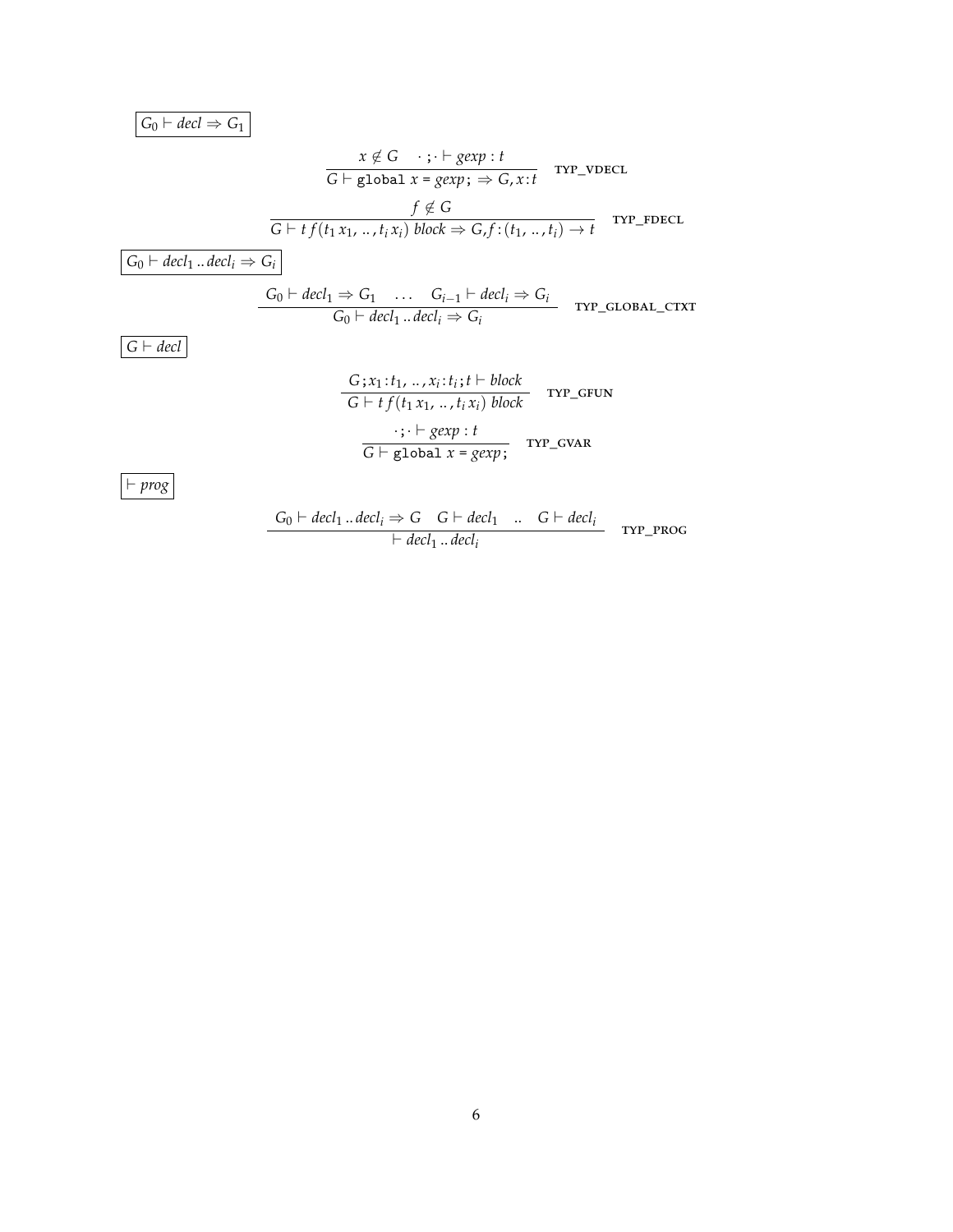$$\boxed{G_0 \vdash decl \Rightarrow G_1}$$

$$\frac{x \notin G \quad \cdot\,;\cdot \vdash gexp : t}{G \vdash \texttt{global}\ x\ \texttt{=}\ gexp\texttt{;} \Rightarrow G, x\!:\!t} \quad \text{TYP\_VDECL}$$

$$\frac{f \notin G}{G \vdash t\, f(t_1\, x_1, \,..\,, t_i\, x_i)\ block \Rightarrow G, f\!:\!(t_1, \,..\,, t_i) \rightarrow t} \quad \text{TYP\_FDECL}$$

$$\boxed{G_0 \vdash decl_1 \,..\, decl_i \Rightarrow G_i}$$

$$\frac{G_0 \vdash decl_1 \Rightarrow G_1 \quad \ldots \quad G_{i-1} \vdash decl_i \Rightarrow G_i}{G_0 \vdash decl_1 \,..\, decl_i \Rightarrow G_i} \quad \text{TYP\_GLOBAL\_CTXT}$$

$$\boxed{G \vdash decl}$$

$$\frac{G\,; x_1\!:\!t_1, \,..\,, x_i\!:\!t_i\,; t \vdash block}{G \vdash t\, f(t_1\, x_1, \,..\,, t_i\, x_i)\ block} \quad \text{TYP\_GFUN}$$

$$\frac{\cdot\,;\cdot \vdash gexp : t}{G \vdash \texttt{global}\ x\ \texttt{=}\ gexp\texttt{;}} \quad \text{TYP\_GVAR}$$

$$\boxed{\vdash prog}$$

$$\frac{G_0 \vdash decl_1 \,..\, decl_i \Rightarrow G \quad G \vdash decl_1 \quad .. \quad G \vdash decl_i}{\vdash decl_1 \,..\, decl_i} \quad \text{TYP\_PROG}$$